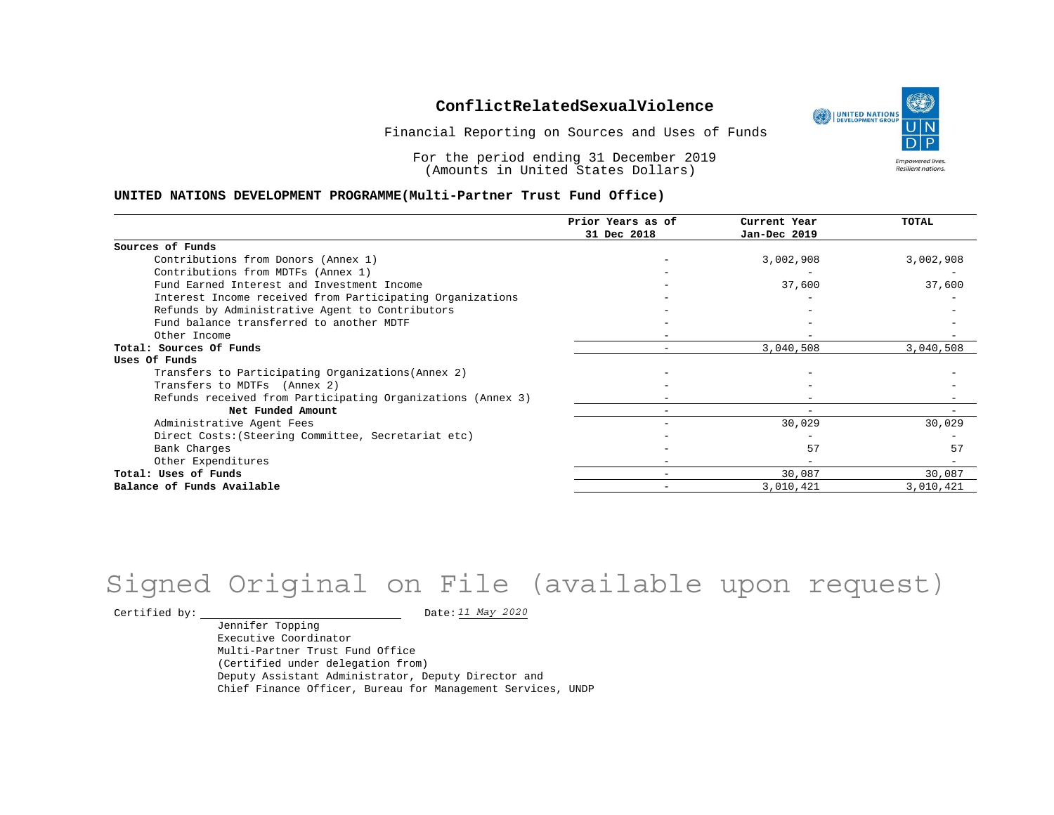# ConflictRelatedSexualViolence

Financial Reporting on Sources and Uses of Funds

For the period ending 31 December 2019
(Amounts in United States Dollars)

**UNITED NATIONS DEVELOPMENT PROGRAMME(Multi-Partner Trust Fund Office)**

| | Prior Years as of 31 Dec 2018 | Current Year Jan-Dec 2019 | TOTAL |
|---|---|---|---|
| **Sources of Funds** | | | |
| Contributions from Donors (Annex 1) | - | 3,002,908 | 3,002,908 |
| Contributions from MDTFs (Annex 1) | - | - | - |
| Fund Earned Interest and Investment Income | - | 37,600 | 37,600 |
| Interest Income received from Participating Organizations | - | - | - |
| Refunds by Administrative Agent to Contributors | - | - | - |
| Fund balance transferred to another MDTF | - | - | - |
| Other Income | - | - | - |
| **Total: Sources Of Funds** | - | 3,040,508 | 3,040,508 |
| **Uses Of Funds** | | | |
| Transfers to Participating Organizations(Annex 2) | - | - | - |
| Transfers to MDTFs (Annex 2) | - | - | - |
| Refunds received from Participating Organizations (Annex 3) | - | - | - |
| **Net Funded Amount** | - | - | - |
| Administrative Agent Fees | - | 30,029 | 30,029 |
| Direct Costs:(Steering Committee, Secretariat etc) | - | - | - |
| Bank Charges | - | 57 | 57 |
| Other Expenditures | - | - | - |
| **Total: Uses of Funds** | - | 30,087 | 30,087 |
| **Balance of Funds Available** | - | 3,010,421 | 3,010,421 |

Signed Original on File (available upon request)

Certified by: \_\_\_\_\_\_\_\_\_\_\_\_\_\_\_\_\_\_\_\_ Date: *11 May 2020*

Jennifer Topping
Executive Coordinator
Multi-Partner Trust Fund Office
(Certified under delegation from)
Deputy Assistant Administrator, Deputy Director and
Chief Finance Officer, Bureau for Management Services, UNDP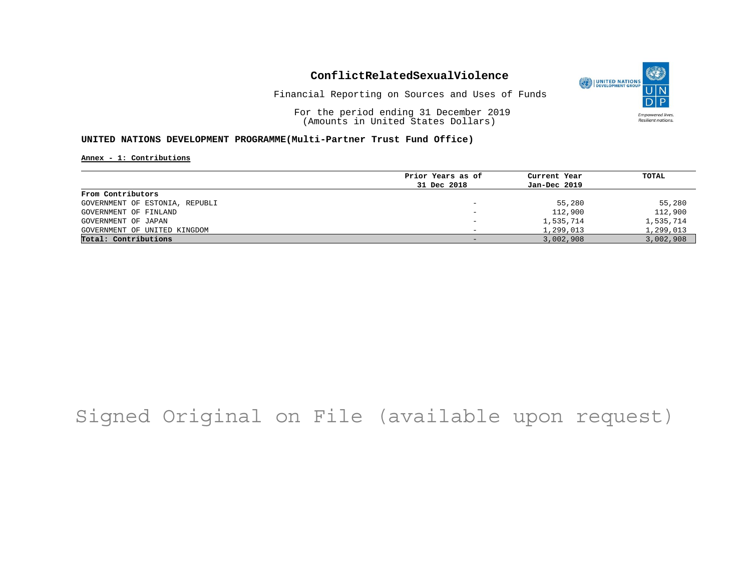# ConflictRelatedSexualViolence

Financial Reporting on Sources and Uses of Funds

For the period ending 31 December 2019
(Amounts in United States Dollars)

**UNITED NATIONS DEVELOPMENT PROGRAMME(Multi-Partner Trust Fund Office)**

**Annex - 1: Contributions**

| | Prior Years as of 31 Dec 2018 | Current Year Jan-Dec 2019 | TOTAL |
|---|---|---|---|
| **From Contributors** | | | |
| GOVERNMENT OF ESTONIA, REPUBLI | - | 55,280 | 55,280 |
| GOVERNMENT OF FINLAND | - | 112,900 | 112,900 |
| GOVERNMENT OF JAPAN | - | 1,535,714 | 1,535,714 |
| GOVERNMENT OF UNITED KINGDOM | - | 1,299,013 | 1,299,013 |
| **Total: Contributions** | - | 3,002,908 | 3,002,908 |

Signed Original on File (available upon request)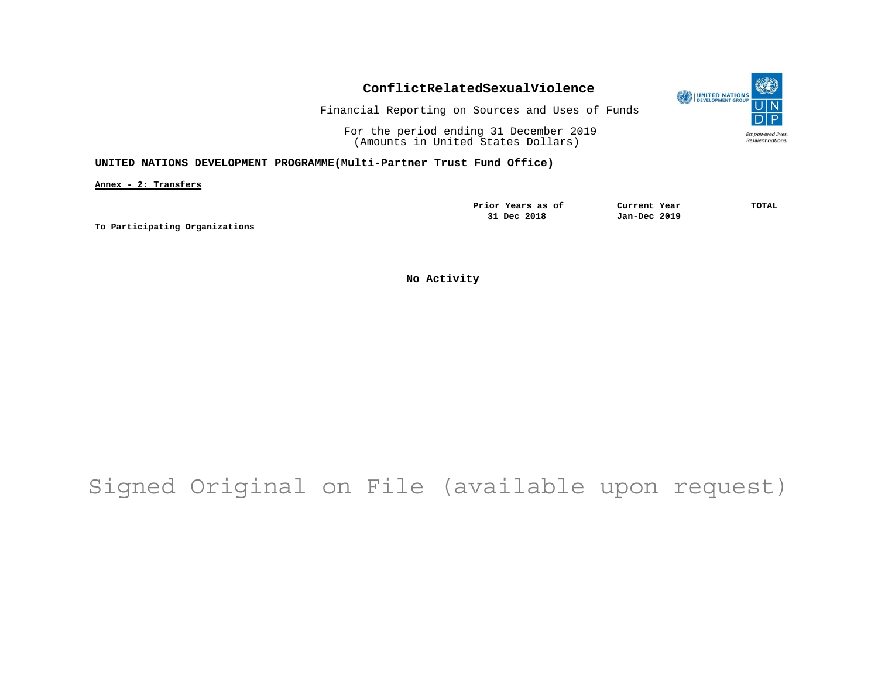# ConflictRelatedSexualViolence

Financial Reporting on Sources and Uses of Funds

For the period ending 31 December 2019
(Amounts in United States Dollars)

**UNITED NATIONS DEVELOPMENT PROGRAMME(Multi-Partner Trust Fund Office)**

**Annex - 2: Transfers**

| | Prior Years as of 31 Dec 2018 | Current Year Jan-Dec 2019 | TOTAL |
|---|---|---|---|
| **To Participating Organizations** | | | |

**No Activity**

Signed Original on File (available upon request)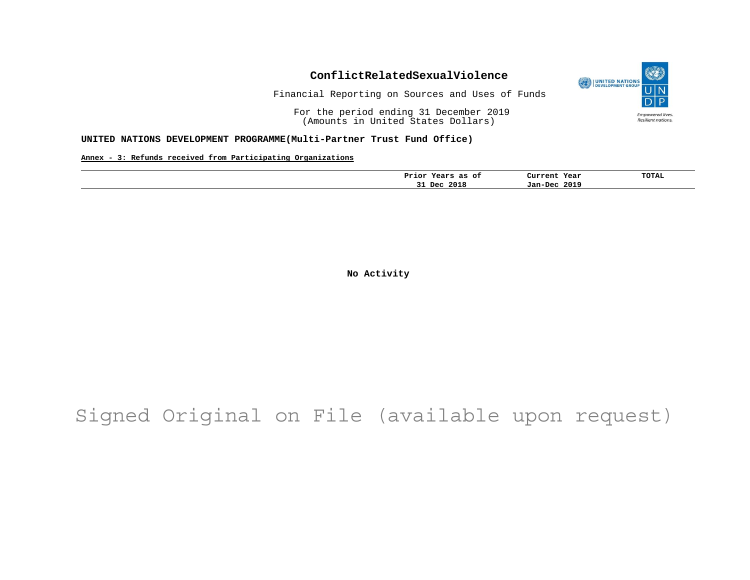# ConflictRelatedSexualViolence

Financial Reporting on Sources and Uses of Funds

For the period ending 31 December 2019
(Amounts in United States Dollars)

**UNITED NATIONS DEVELOPMENT PROGRAMME(Multi-Partner Trust Fund Office)**

**Annex - 3: Refunds received from Participating Organizations**

| | Prior Years as of 31 Dec 2018 | Current Year Jan-Dec 2019 | TOTAL |
|---|---|---|---|

**No Activity**

Signed Original on File (available upon request)